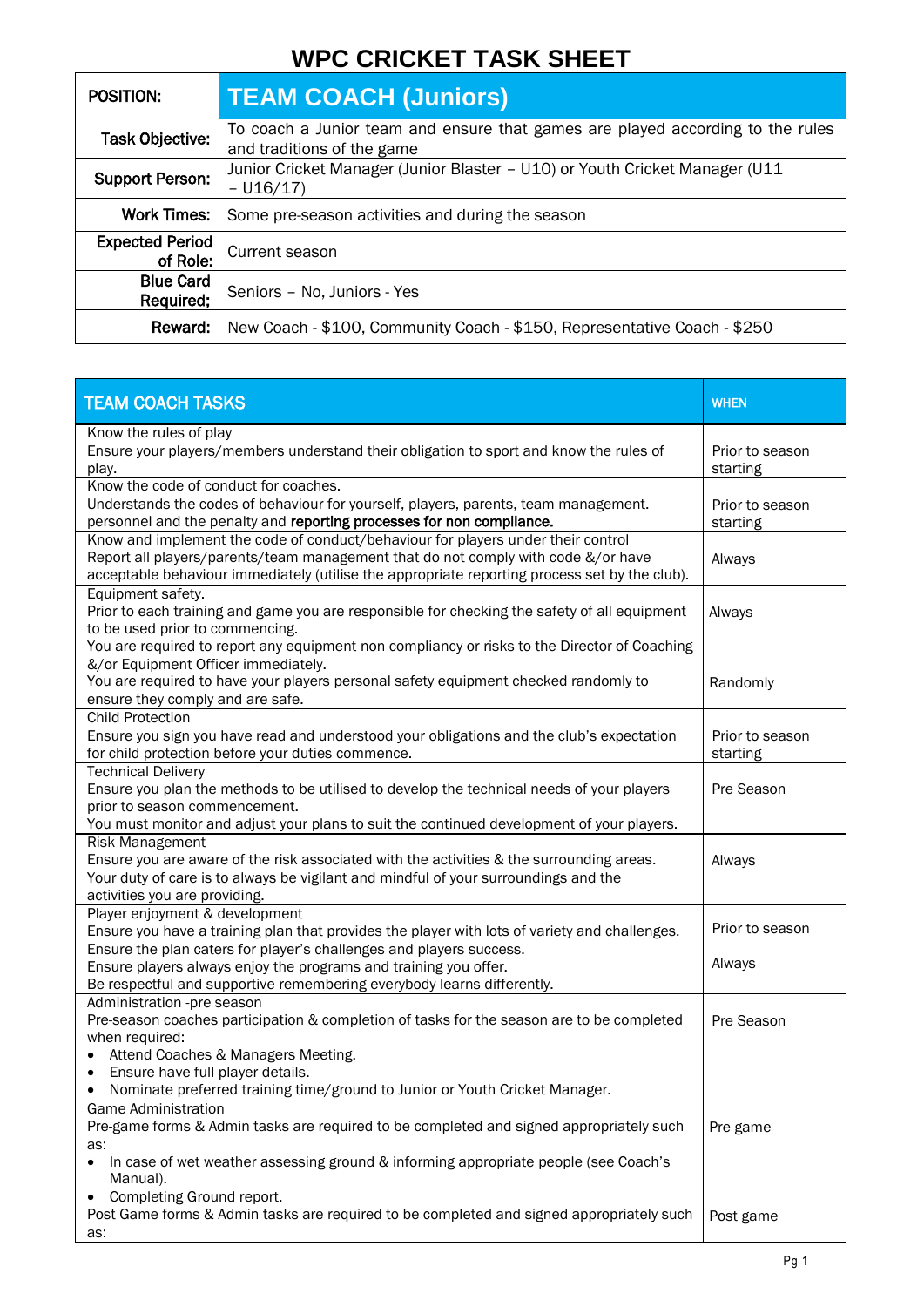# WPC CRICKET TASK SHEET

| POSITION: | TEAM COACH (Juniors) |
|---|---|
| Task Objective: | To coach a Junior team and ensure that games are played according to the rules and traditions of the game |
| Support Person: | Junior Cricket Manager (Junior Blaster – U10) or Youth Cricket Manager (U11 – U16/17) |
| Work Times: | Some pre-season activities and during the season |
| Expected Period of Role: | Current season |
| Blue Card Required; | Seniors – No, Juniors - Yes |
| Reward: | New Coach - $100, Community Coach - $150, Representative Coach - $250 |

| TEAM COACH TASKS | WHEN |
|---|---|
| Know the rules of play<br>Ensure your players/members understand their obligation to sport and know the rules of play. | Prior to season starting |
| Know the code of conduct for coaches.<br>Understands the codes of behaviour for yourself, players, parents, team management. personnel and the penalty and **reporting processes for non compliance.** | Prior to season starting |
| Know and implement the code of conduct/behaviour for players under their control<br>Report all players/parents/team management that do not comply with code &/or have acceptable behaviour immediately (utilise the appropriate reporting process set by the club). | Always |
| Equipment safety.<br>Prior to each training and game you are responsible for checking the safety of all equipment to be used prior to commencing.<br>You are required to report any equipment non compliancy or risks to the Director of Coaching &/or Equipment Officer immediately.<br>You are required to have your players personal safety equipment checked randomly to ensure they comply and are safe. | Always<br><br>Randomly |
| Child Protection<br>Ensure you sign you have read and understood your obligations and the club's expectation for child protection before your duties commence. | Prior to season starting |
| Technical Delivery<br>Ensure you plan the methods to be utilised to develop the technical needs of your players prior to season commencement.<br>You must monitor and adjust your plans to suit the continued development of your players. | Pre Season |
| Risk Management<br>Ensure you are aware of the risk associated with the activities & the surrounding areas.<br>Your duty of care is to always be vigilant and mindful of your surroundings and the activities you are providing. | Always |
| Player enjoyment & development<br>Ensure you have a training plan that provides the player with lots of variety and challenges.<br>Ensure the plan caters for player's challenges and players success.<br>Ensure players always enjoy the programs and training you offer.<br>Be respectful and supportive remembering everybody learns differently. | Prior to season<br><br>Always |
| Administration -pre season<br>Pre-season coaches participation & completion of tasks for the season are to be completed when required:<br>• Attend Coaches & Managers Meeting.<br>• Ensure have full player details.<br>• Nominate preferred training time/ground to Junior or Youth Cricket Manager. | Pre Season |
| Game Administration<br>Pre-game forms & Admin tasks are required to be completed and signed appropriately such as:<br>• In case of wet weather assessing ground & informing appropriate people (see Coach's Manual).<br>• Completing Ground report.<br>Post Game forms & Admin tasks are required to be completed and signed appropriately such as: | Pre game<br><br>Post game |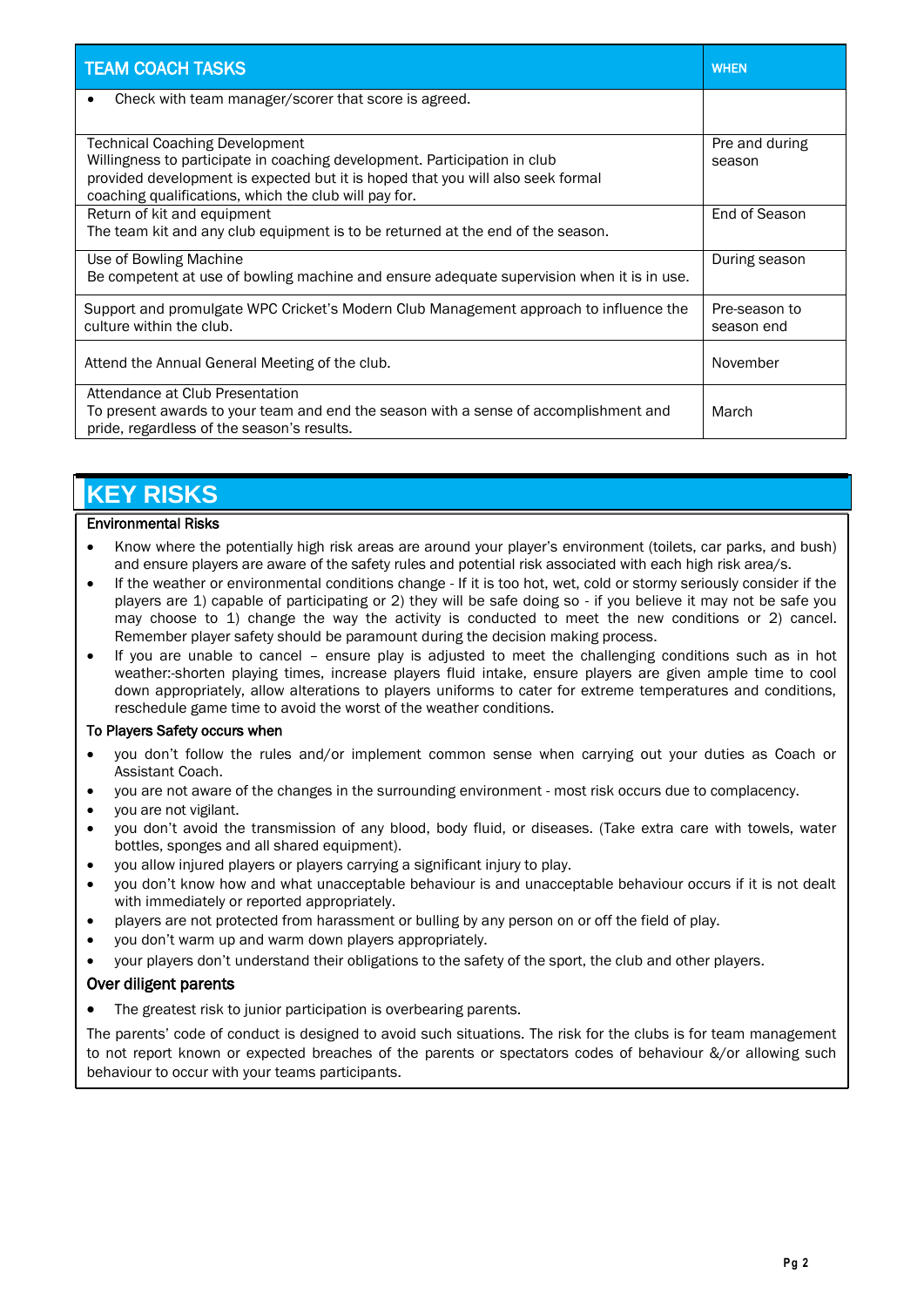| TEAM COACH TASKS | WHEN |
|---|---|
| • Check with team manager/scorer that score is agreed. | |
| Technical Coaching Development<br>Willingness to participate in coaching development. Participation in club provided development is expected but it is hoped that you will also seek formal coaching qualifications, which the club will pay for. | Pre and during season |
| Return of kit and equipment<br>The team kit and any club equipment is to be returned at the end of the season. | End of Season |
| Use of Bowling Machine<br>Be competent at use of bowling machine and ensure adequate supervision when it is in use. | During season |
| Support and promulgate WPC Cricket's Modern Club Management approach to influence the culture within the club. | Pre-season to season end |
| Attend the Annual General Meeting of the club. | November |
| Attendance at Club Presentation<br>To present awards to your team and end the season with a sense of accomplishment and pride, regardless of the season's results. | March |

# KEY RISKS

**Environmental Risks**

- Know where the potentially high risk areas are around your player's environment (toilets, car parks, and bush) and ensure players are aware of the safety rules and potential risk associated with each high risk area/s.
- If the weather or environmental conditions change - If it is too hot, wet, cold or stormy seriously consider if the players are 1) capable of participating or 2) they will be safe doing so - if you believe it may not be safe you may choose to 1) change the way the activity is conducted to meet the new conditions or 2) cancel. Remember player safety should be paramount during the decision making process.
- If you are unable to cancel – ensure play is adjusted to meet the challenging conditions such as in hot weather:-shorten playing times, increase players fluid intake, ensure players are given ample time to cool down appropriately, allow alterations to players uniforms to cater for extreme temperatures and conditions, reschedule game time to avoid the worst of the weather conditions.

**To Players Safety occurs when**

- you don't follow the rules and/or implement common sense when carrying out your duties as Coach or Assistant Coach.
- you are not aware of the changes in the surrounding environment - most risk occurs due to complacency.
- you are not vigilant.
- you don't avoid the transmission of any blood, body fluid, or diseases. (Take extra care with towels, water bottles, sponges and all shared equipment).
- you allow injured players or players carrying a significant injury to play.
- you don't know how and what unacceptable behaviour is and unacceptable behaviour occurs if it is not dealt with immediately or reported appropriately.
- players are not protected from harassment or bulling by any person on or off the field of play.
- you don't warm up and warm down players appropriately.
- your players don't understand their obligations to the safety of the sport, the club and other players.

**Over diligent parents**

- The greatest risk to junior participation is overbearing parents.

The parents' code of conduct is designed to avoid such situations. The risk for the clubs is for team management to not report known or expected breaches of the parents or spectators codes of behaviour &/or allowing such behaviour to occur with your teams participants.